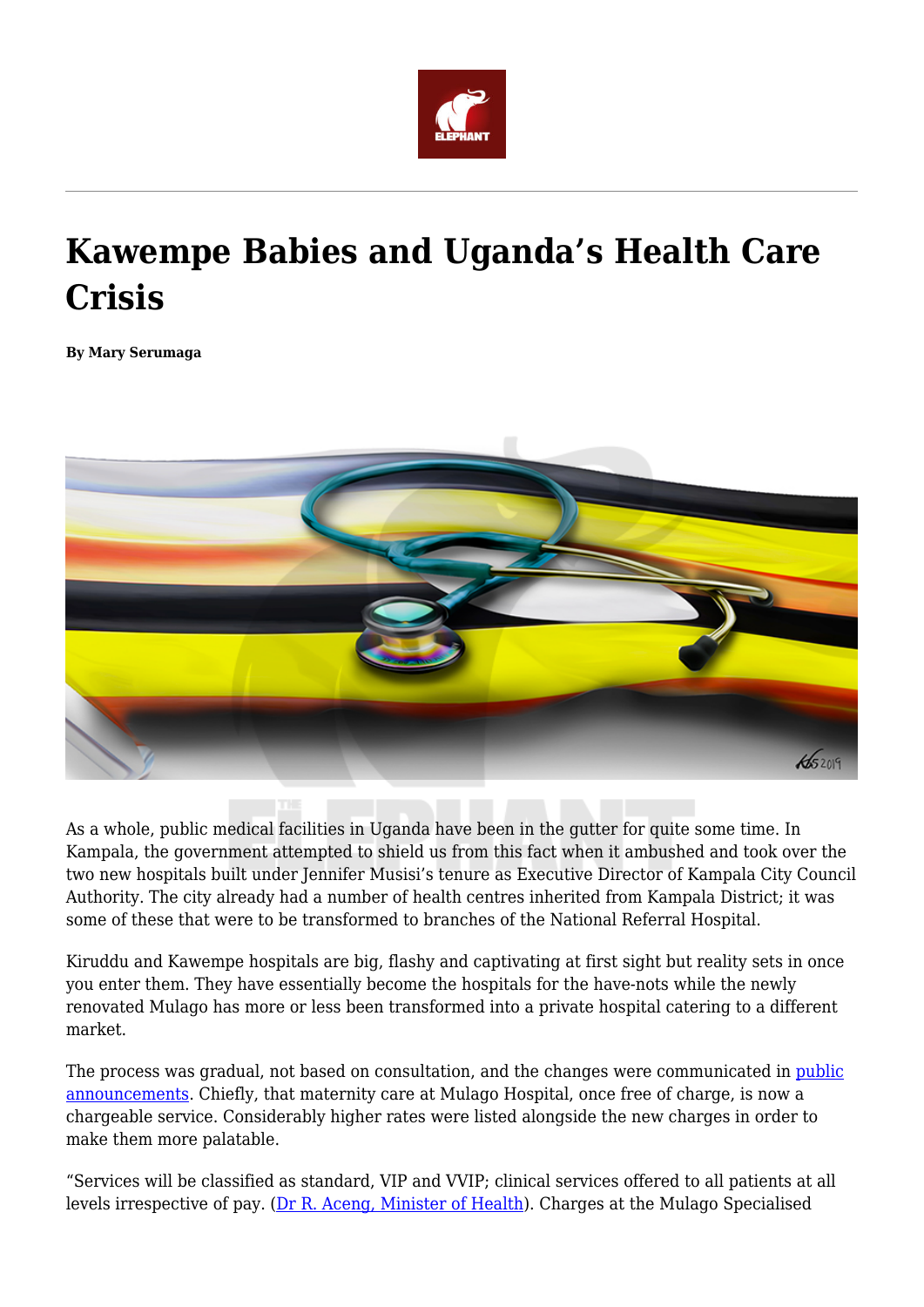# Kawempe Babies and Uganda's Health Care Crisis

**By Mary Serumaga**

As a whole, public medical facilities in Uganda have been in the gutter for quite some time. In Kampala, the government attempted to shield us from this fact when it ambushed and took over the two new hospitals built under Jennifer Musisi's tenure as Executive Director of Kampala City Council Authority. The city already had a number of health centres inherited from Kampala District; it was some of these that were to be transformed to branches of the National Referral Hospital.

Kiruddu and Kawempe hospitals are big, flashy and captivating at first sight but reality sets in once you enter them. They have essentially become the hospitals for the have-nots while the newly renovated Mulago has more or less been transformed into a private hospital catering to a different market.

The process was gradual, not based on consultation, and the changes were communicated in public announcements. Chiefly, that maternity care at Mulago Hospital, once free of charge, is now a chargeable service. Considerably higher rates were listed alongside the new charges in order to make them more palatable.

"Services will be classified as standard, VIP and VVIP; clinical services offered to all patients at all levels irrespective of pay. (Dr R. Aceng, Minister of Health). Charges at the Mulago Specialised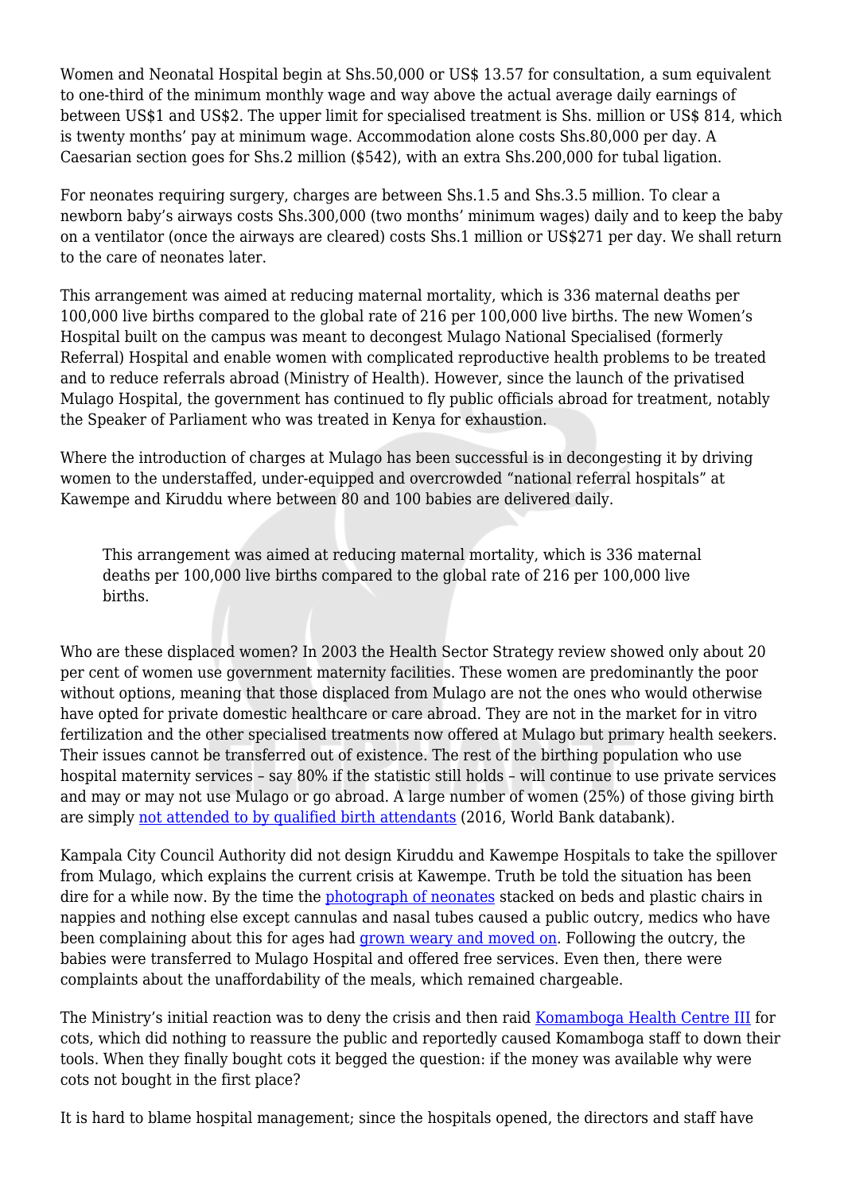Women and Neonatal Hospital begin at Shs.50,000 or US$ 13.57 for consultation, a sum equivalent to one-third of the minimum monthly wage and way above the actual average daily earnings of between US$1 and US$2. The upper limit for specialised treatment is Shs. million or US$ 814, which is twenty months' pay at minimum wage. Accommodation alone costs Shs.80,000 per day. A Caesarian section goes for Shs.2 million ($542), with an extra Shs.200,000 for tubal ligation.

For neonates requiring surgery, charges are between Shs.1.5 and Shs.3.5 million. To clear a newborn baby's airways costs Shs.300,000 (two months' minimum wages) daily and to keep the baby on a ventilator (once the airways are cleared) costs Shs.1 million or US$271 per day. We shall return to the care of neonates later.

This arrangement was aimed at reducing maternal mortality, which is 336 maternal deaths per 100,000 live births compared to the global rate of 216 per 100,000 live births. The new Women's Hospital built on the campus was meant to decongest Mulago National Specialised (formerly Referral) Hospital and enable women with complicated reproductive health problems to be treated and to reduce referrals abroad (Ministry of Health). However, since the launch of the privatised Mulago Hospital, the government has continued to fly public officials abroad for treatment, notably the Speaker of Parliament who was treated in Kenya for exhaustion.

Where the introduction of charges at Mulago has been successful is in decongesting it by driving women to the understaffed, under-equipped and overcrowded "national referral hospitals" at Kawempe and Kiruddu where between 80 and 100 babies are delivered daily.

> This arrangement was aimed at reducing maternal mortality, which is 336 maternal deaths per 100,000 live births compared to the global rate of 216 per 100,000 live births.

Who are these displaced women? In 2003 the Health Sector Strategy review showed only about 20 per cent of women use government maternity facilities. These women are predominantly the poor without options, meaning that those displaced from Mulago are not the ones who would otherwise have opted for private domestic healthcare or care abroad. They are not in the market for in vitro fertilization and the other specialised treatments now offered at Mulago but primary health seekers. Their issues cannot be transferred out of existence. The rest of the birthing population who use hospital maternity services – say 80% if the statistic still holds – will continue to use private services and may or may not use Mulago or go abroad. A large number of women (25%) of those giving birth are simply [not attended to by qualified birth attendants]() (2016, World Bank databank).

Kampala City Council Authority did not design Kiruddu and Kawempe Hospitals to take the spillover from Mulago, which explains the current crisis at Kawempe. Truth be told the situation has been dire for a while now. By the time the [photograph of neonates]() stacked on beds and plastic chairs in nappies and nothing else except cannulas and nasal tubes caused a public outcry, medics who have been complaining about this for ages had [grown weary and moved on](). Following the outcry, the babies were transferred to Mulago Hospital and offered free services. Even then, there were complaints about the unaffordability of the meals, which remained chargeable.

The Ministry's initial reaction was to deny the crisis and then raid [Komamboga Health Centre III]() for cots, which did nothing to reassure the public and reportedly caused Komamboga staff to down their tools. When they finally bought cots it begged the question: if the money was available why were cots not bought in the first place?

It is hard to blame hospital management; since the hospitals opened, the directors and staff have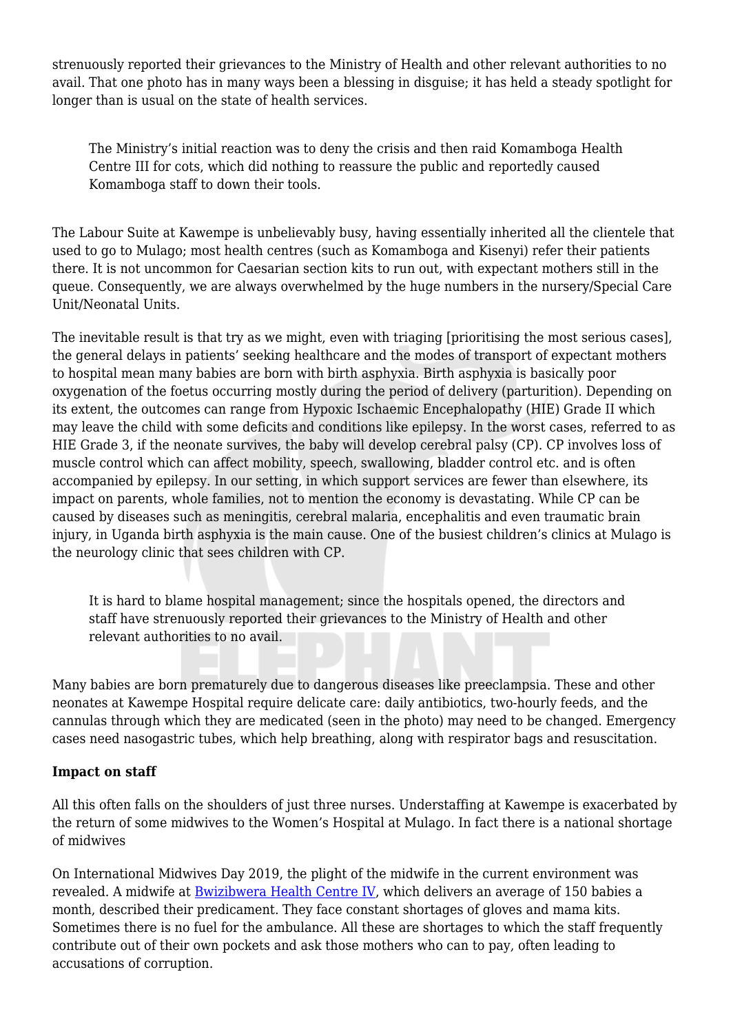strenuously reported their grievances to the Ministry of Health and other relevant authorities to no avail. That one photo has in many ways been a blessing in disguise; it has held a steady spotlight for longer than is usual on the state of health services.

> The Ministry's initial reaction was to deny the crisis and then raid Komamboga Health Centre III for cots, which did nothing to reassure the public and reportedly caused Komamboga staff to down their tools.

The Labour Suite at Kawempe is unbelievably busy, having essentially inherited all the clientele that used to go to Mulago; most health centres (such as Komamboga and Kisenyi) refer their patients there. It is not uncommon for Caesarian section kits to run out, with expectant mothers still in the queue. Consequently, we are always overwhelmed by the huge numbers in the nursery/Special Care Unit/Neonatal Units.

The inevitable result is that try as we might, even with triaging [prioritising the most serious cases], the general delays in patients' seeking healthcare and the modes of transport of expectant mothers to hospital mean many babies are born with birth asphyxia. Birth asphyxia is basically poor oxygenation of the foetus occurring mostly during the period of delivery (parturition). Depending on its extent, the outcomes can range from Hypoxic Ischaemic Encephalopathy (HIE) Grade II which may leave the child with some deficits and conditions like epilepsy. In the worst cases, referred to as HIE Grade 3, if the neonate survives, the baby will develop cerebral palsy (CP). CP involves loss of muscle control which can affect mobility, speech, swallowing, bladder control etc. and is often accompanied by epilepsy. In our setting, in which support services are fewer than elsewhere, its impact on parents, whole families, not to mention the economy is devastating. While CP can be caused by diseases such as meningitis, cerebral malaria, encephalitis and even traumatic brain injury, in Uganda birth asphyxia is the main cause. One of the busiest children's clinics at Mulago is the neurology clinic that sees children with CP.

> It is hard to blame hospital management; since the hospitals opened, the directors and staff have strenuously reported their grievances to the Ministry of Health and other relevant authorities to no avail.

Many babies are born prematurely due to dangerous diseases like preeclampsia. These and other neonates at Kawempe Hospital require delicate care: daily antibiotics, two-hourly feeds, and the cannulas through which they are medicated (seen in the photo) may need to be changed. Emergency cases need nasogastric tubes, which help breathing, along with respirator bags and resuscitation.

**Impact on staff**

All this often falls on the shoulders of just three nurses. Understaffing at Kawempe is exacerbated by the return of some midwives to the Women's Hospital at Mulago. In fact there is a national shortage of midwives

On International Midwives Day 2019, the plight of the midwife in the current environment was revealed. A midwife at Bwizibwera Health Centre IV, which delivers an average of 150 babies a month, described their predicament. They face constant shortages of gloves and mama kits. Sometimes there is no fuel for the ambulance. All these are shortages to which the staff frequently contribute out of their own pockets and ask those mothers who can to pay, often leading to accusations of corruption.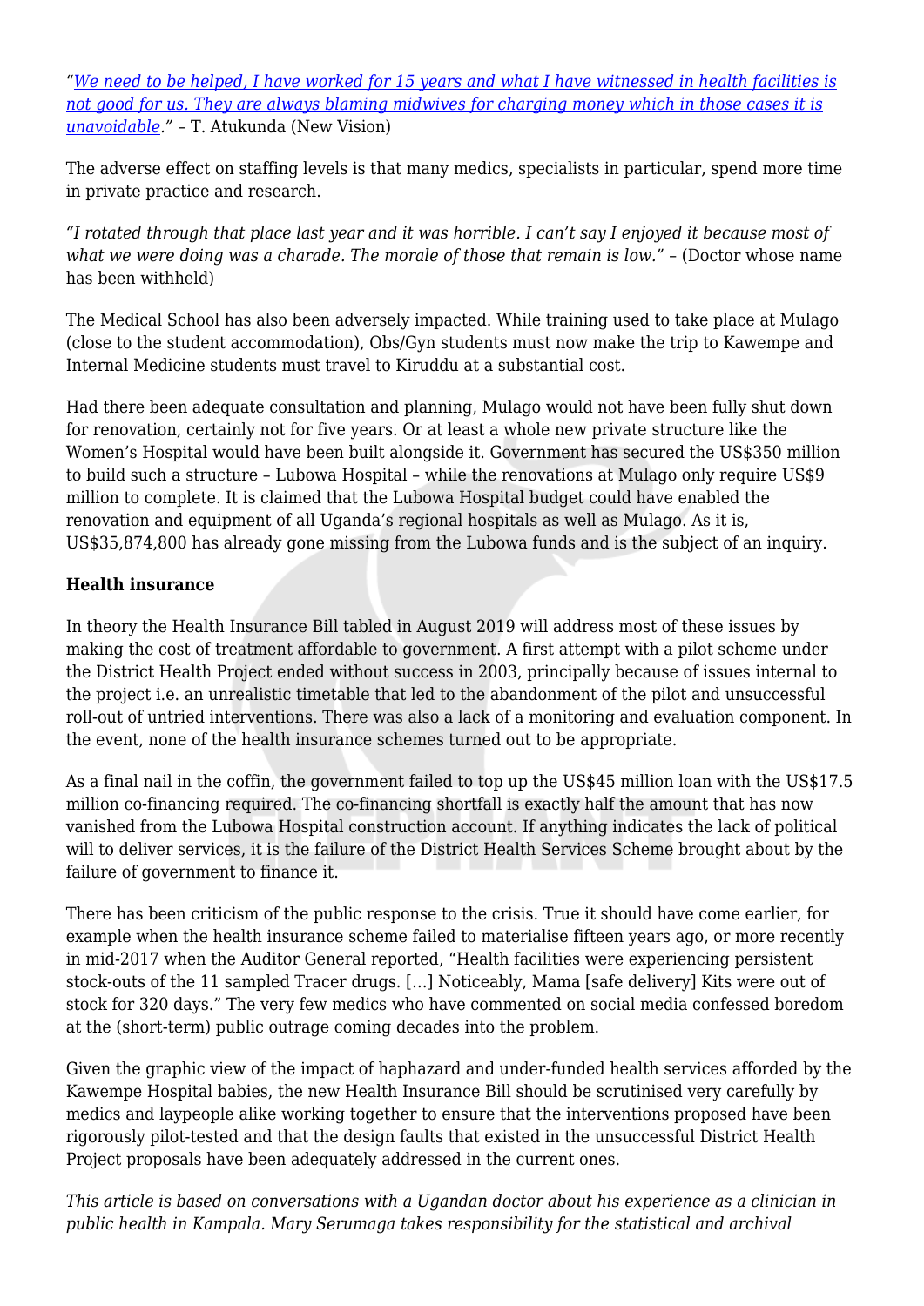"*We need to be helped, I have worked for 15 years and what I have witnessed in health facilities is not good for us. They are always blaming midwives for charging money which in those cases it is unavoidable*." – T. Atukunda (New Vision)

The adverse effect on staffing levels is that many medics, specialists in particular, spend more time in private practice and research.

*"I rotated through that place last year and it was horrible. I can't say I enjoyed it because most of what we were doing was a charade. The morale of those that remain is low."* – (Doctor whose name has been withheld)

The Medical School has also been adversely impacted. While training used to take place at Mulago (close to the student accommodation), Obs/Gyn students must now make the trip to Kawempe and Internal Medicine students must travel to Kiruddu at a substantial cost.

Had there been adequate consultation and planning, Mulago would not have been fully shut down for renovation, certainly not for five years. Or at least a whole new private structure like the Women's Hospital would have been built alongside it. Government has secured the US$350 million to build such a structure – Lubowa Hospital – while the renovations at Mulago only require US$9 million to complete. It is claimed that the Lubowa Hospital budget could have enabled the renovation and equipment of all Uganda's regional hospitals as well as Mulago. As it is, US$35,874,800 has already gone missing from the Lubowa funds and is the subject of an inquiry.

**Health insurance**

In theory the Health Insurance Bill tabled in August 2019 will address most of these issues by making the cost of treatment affordable to government. A first attempt with a pilot scheme under the District Health Project ended without success in 2003, principally because of issues internal to the project i.e. an unrealistic timetable that led to the abandonment of the pilot and unsuccessful roll-out of untried interventions. There was also a lack of a monitoring and evaluation component. In the event, none of the health insurance schemes turned out to be appropriate.

As a final nail in the coffin, the government failed to top up the US$45 million loan with the US$17.5 million co-financing required. The co-financing shortfall is exactly half the amount that has now vanished from the Lubowa Hospital construction account. If anything indicates the lack of political will to deliver services, it is the failure of the District Health Services Scheme brought about by the failure of government to finance it.

There has been criticism of the public response to the crisis. True it should have come earlier, for example when the health insurance scheme failed to materialise fifteen years ago, or more recently in mid-2017 when the Auditor General reported, "Health facilities were experiencing persistent stock-outs of the 11 sampled Tracer drugs. […] Noticeably, Mama [safe delivery] Kits were out of stock for 320 days." The very few medics who have commented on social media confessed boredom at the (short-term) public outrage coming decades into the problem.

Given the graphic view of the impact of haphazard and under-funded health services afforded by the Kawempe Hospital babies, the new Health Insurance Bill should be scrutinised very carefully by medics and laypeople alike working together to ensure that the interventions proposed have been rigorously pilot-tested and that the design faults that existed in the unsuccessful District Health Project proposals have been adequately addressed in the current ones.

*This article is based on conversations with a Ugandan doctor about his experience as a clinician in public health in Kampala. Mary Serumaga takes responsibility for the statistical and archival*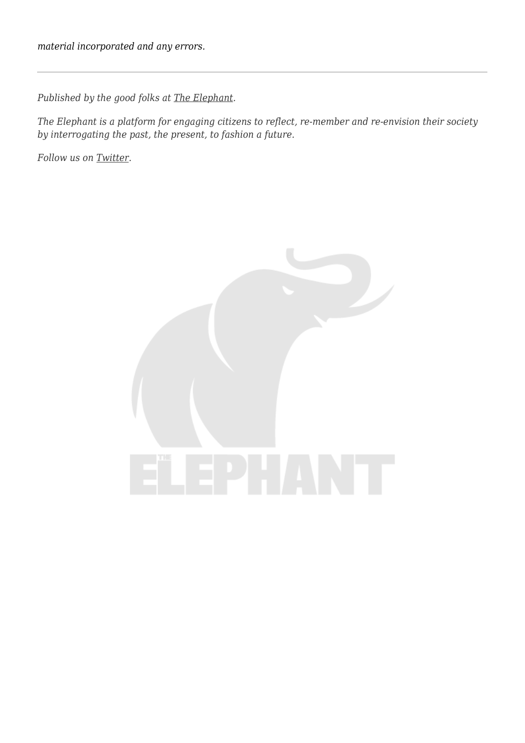*material incorporated and any errors.*

---

*Published by the good folks at The Elephant.*

*The Elephant is a platform for engaging citizens to reflect, re-member and re-envision their society by interrogating the past, the present, to fashion a future.*

*Follow us on Twitter.*